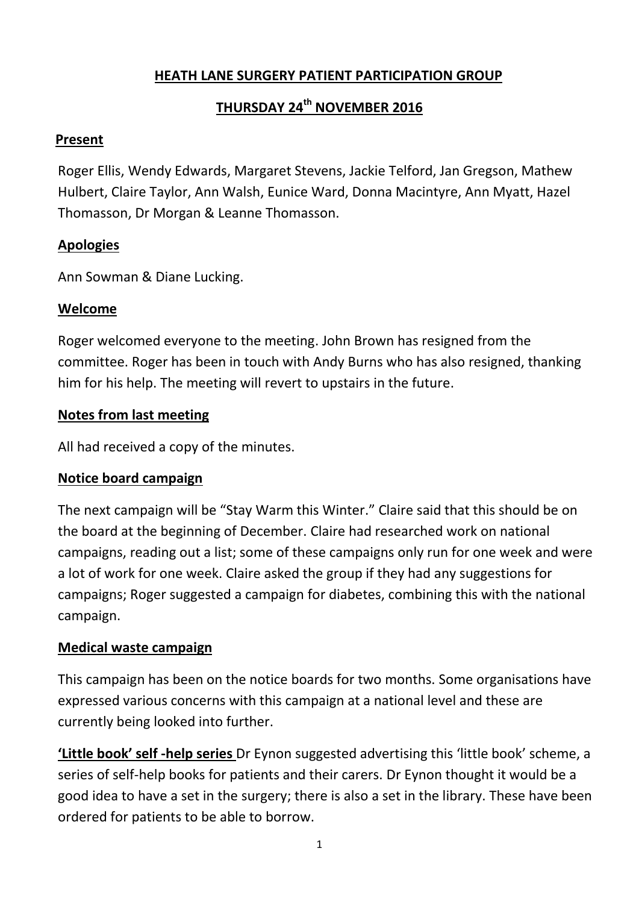# HEATH LANE SURGERY PATIENT PARTICIPATION GROUP

## THURSDAY 24th NOVEMBER 2016

### Present

Roger Ellis, Wendy Edwards, Margaret Stevens, Jackie Telford, Jan Gregson, Mathew Hulbert, Claire Taylor, Ann Walsh, Eunice Ward, Donna Macintyre, Ann Myatt, Hazel Thomasson, Dr Morgan & Leanne Thomasson.

### Apologies

Ann Sowman & Diane Lucking.

### Welcome

Roger welcomed everyone to the meeting. John Brown has resigned from the committee. Roger has been in touch with Andy Burns who has also resigned, thanking him for his help. The meeting will revert to upstairs in the future.

### Notes from last meeting

All had received a copy of the minutes.

### Notice board campaign

The next campaign will be "Stay Warm this Winter." Claire said that this should be on the board at the beginning of December. Claire had researched work on national campaigns, reading out a list; some of these campaigns only run for one week and were a lot of work for one week. Claire asked the group if they had any suggestions for campaigns; Roger suggested a campaign for diabetes, combining this with the national campaign.

### Medical waste campaign

This campaign has been on the notice boards for two months. Some organisations have expressed various concerns with this campaign at a national level and these are currently being looked into further.

**'Little book' self -help series** Dr Eynon suggested advertising this 'little book' scheme, a series of self-help books for patients and their carers. Dr Eynon thought it would be a good idea to have a set in the surgery; there is also a set in the library. These have been ordered for patients to be able to borrow.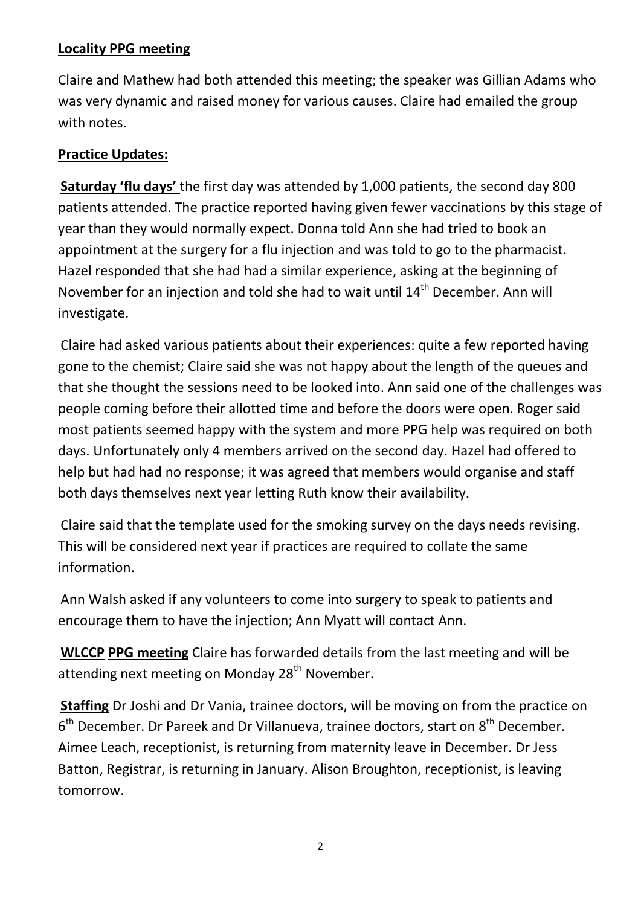**Locality PPG meeting**

Claire and Mathew had both attended this meeting; the speaker was Gillian Adams who was very dynamic and raised money for various causes. Claire had emailed the group with notes.

**Practice Updates:**

**Saturday 'flu days'** the first day was attended by 1,000 patients, the second day 800 patients attended. The practice reported having given fewer vaccinations by this stage of year than they would normally expect. Donna told Ann she had tried to book an appointment at the surgery for a flu injection and was told to go to the pharmacist. Hazel responded that she had had a similar experience, asking at the beginning of November for an injection and told she had to wait until 14th December. Ann will investigate.

Claire had asked various patients about their experiences: quite a few reported having gone to the chemist; Claire said she was not happy about the length of the queues and that she thought the sessions need to be looked into. Ann said one of the challenges was people coming before their allotted time and before the doors were open. Roger said most patients seemed happy with the system and more PPG help was required on both days. Unfortunately only 4 members arrived on the second day. Hazel had offered to help but had had no response; it was agreed that members would organise and staff both days themselves next year letting Ruth know their availability.

Claire said that the template used for the smoking survey on the days needs revising. This will be considered next year if practices are required to collate the same information.

Ann Walsh asked if any volunteers to come into surgery to speak to patients and encourage them to have the injection; Ann Myatt will contact Ann.

**WLCCP PPG meeting** Claire has forwarded details from the last meeting and will be attending next meeting on Monday 28th November.

**Staffing** Dr Joshi and Dr Vania, trainee doctors, will be moving on from the practice on 6th December. Dr Pareek and Dr Villanueva, trainee doctors, start on 8th December. Aimee Leach, receptionist, is returning from maternity leave in December. Dr Jess Batton, Registrar, is returning in January. Alison Broughton, receptionist, is leaving tomorrow.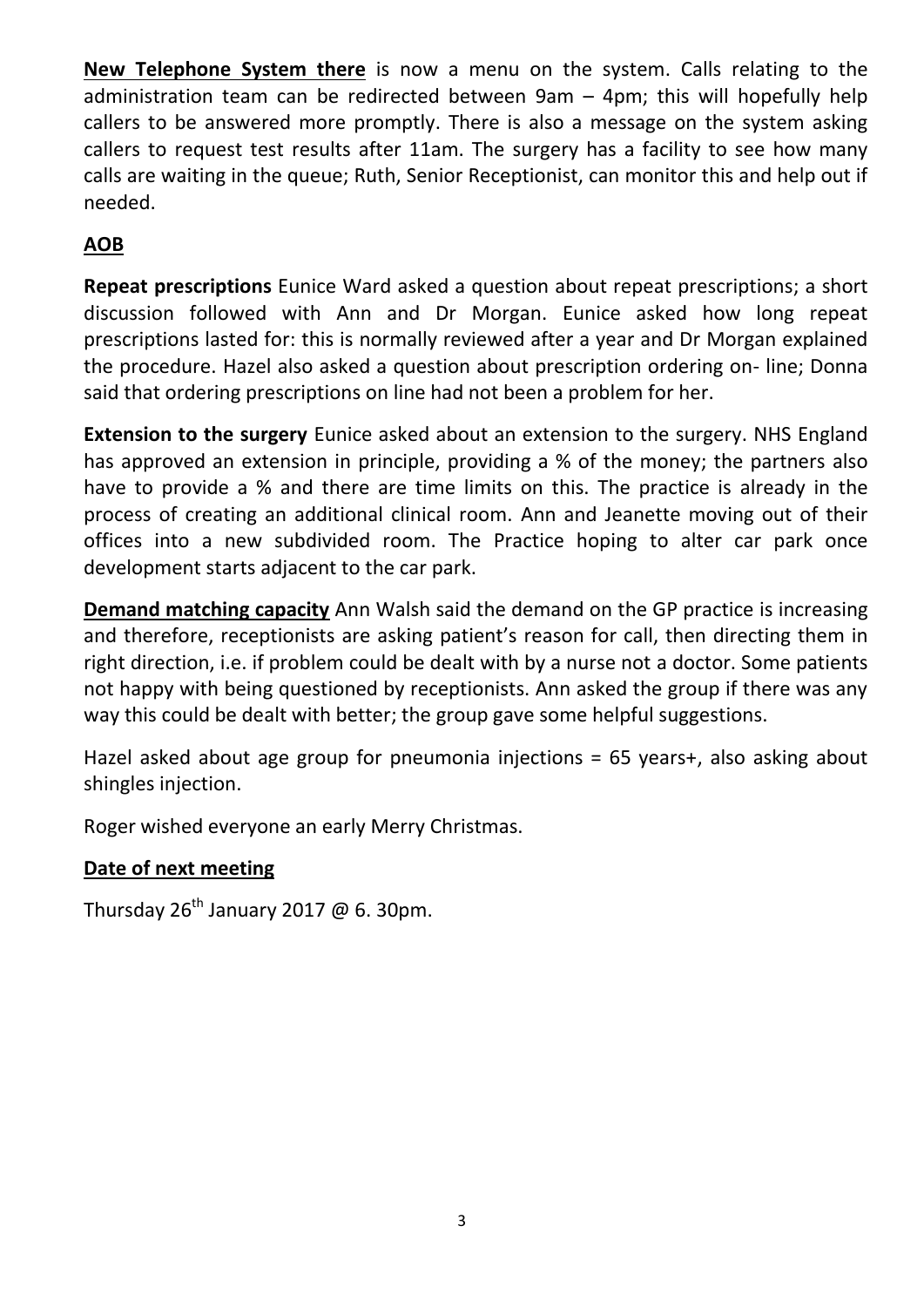**<u>New Telephone System there</u>** is now a menu on the system. Calls relating to the administration team can be redirected between 9am – 4pm; this will hopefully help callers to be answered more promptly. There is also a message on the system asking callers to request test results after 11am. The surgery has a facility to see how many calls are waiting in the queue; Ruth, Senior Receptionist, can monitor this and help out if needed.

## <u>AOB</u>

**Repeat prescriptions** Eunice Ward asked a question about repeat prescriptions; a short discussion followed with Ann and Dr Morgan. Eunice asked how long repeat prescriptions lasted for: this is normally reviewed after a year and Dr Morgan explained the procedure. Hazel also asked a question about prescription ordering on- line; Donna said that ordering prescriptions on line had not been a problem for her.

**Extension to the surgery** Eunice asked about an extension to the surgery. NHS England has approved an extension in principle, providing a % of the money; the partners also have to provide a % and there are time limits on this. The practice is already in the process of creating an additional clinical room. Ann and Jeanette moving out of their offices into a new subdivided room. The Practice hoping to alter car park once development starts adjacent to the car park.

**<u>Demand matching capacity</u>** Ann Walsh said the demand on the GP practice is increasing and therefore, receptionists are asking patient's reason for call, then directing them in right direction, i.e. if problem could be dealt with by a nurse not a doctor. Some patients not happy with being questioned by receptionists. Ann asked the group if there was any way this could be dealt with better; the group gave some helpful suggestions.

Hazel asked about age group for pneumonia injections = 65 years+, also asking about shingles injection.

Roger wished everyone an early Merry Christmas.

## <u>Date of next meeting</u>

Thursday 26th January 2017 @ 6. 30pm.